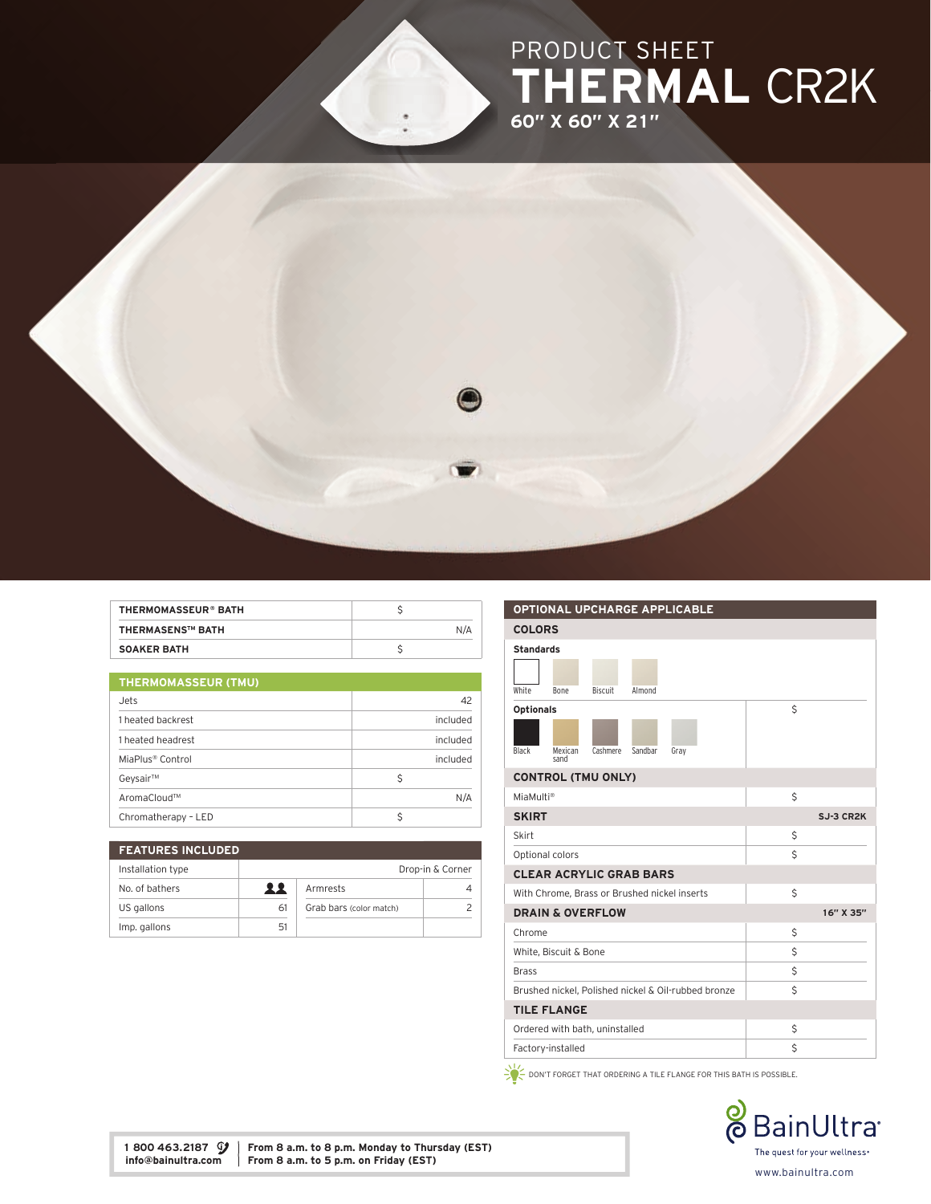PRODUCT SHEET

# THERMAL CR2K

**60" X 60" X 21"**

| | |
|---|---|
| **THERMOMASSEUR® BATH** | $ |
| **THERMASENS™ BATH** | N/A |
| **SOAKER BATH** | $ |

| **THERMOMASSEUR (TMU)** | |
|---|---|
| Jets | 42 |
| 1 heated backrest | included |
| 1 heated headrest | included |
| MiaPlus® Control | included |
| Geysair™ | $ |
| AromaCloud™ | N/A |
| Chromatherapy - LED | $ |

| **FEATURES INCLUDED** | | | |
|---|---|---|---|
| Installation type | Drop-in & Corner | | |
| No. of bathers | 2 | Armrests | 4 |
| US gallons | 61 | Grab bars (color match) | 2 |
| Imp. gallons | 51 | | |

| **OPTIONAL UPCHARGE APPLICABLE** | |
|---|---|
| **COLORS** | |
| **Standards** | |
| White, Bone, Biscuit, Almond | |
| **Optionals** | $ |
| Black, Mexican sand, Cashmere, Sandbar, Gray | |
| **CONTROL (TMU ONLY)** | |
| MiaMulti® | $ |
| **SKIRT** | **SJ-3 CR2K** |
| Skirt | $ |
| Optional colors | $ |
| **CLEAR ACRYLIC GRAB BARS** | |
| With Chrome, Brass or Brushed nickel inserts | $ |
| **DRAIN & OVERFLOW** | **16" X 35"** |
| Chrome | $ |
| White, Biscuit & Bone | $ |
| Brass | $ |
| Brushed nickel, Polished nickel & Oil-rubbed bronze | $ |
| **TILE FLANGE** | |
| Ordered with bath, uninstalled | $ |
| Factory-installed | $ |

DON'T FORGET THAT ORDERING A TILE FLANGE FOR THIS BATH IS POSSIBLE.

**1 800 463.2187**
**info@bainultra.com**

**From 8 a.m. to 8 p.m. Monday to Thursday (EST)**
**From 8 a.m. to 5 p.m. on Friday (EST)**

BainUltra
The quest for your wellness•
www.bainultra.com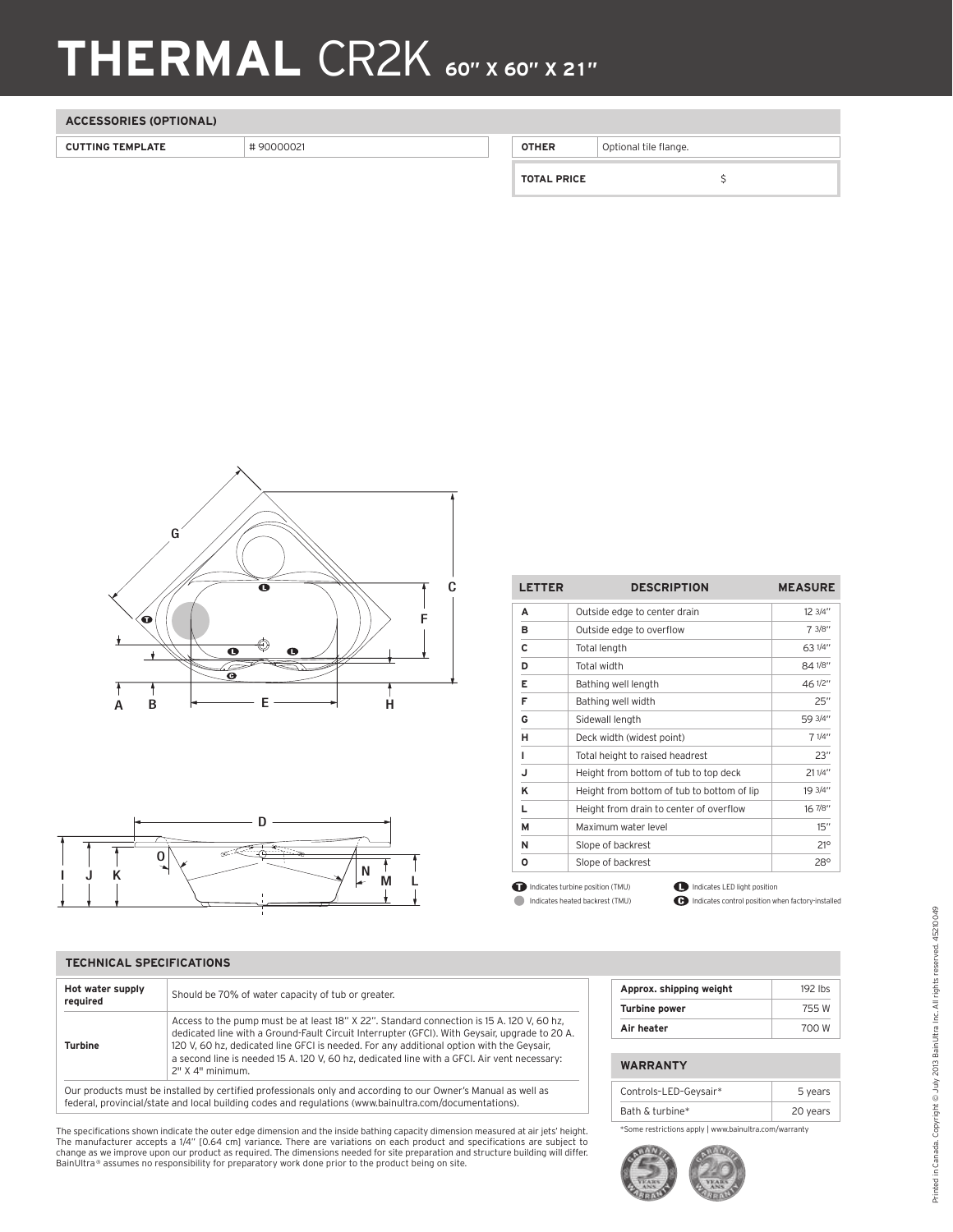# **THERMAL** CR2K 60" X 60" X 21"

## ACCESSORIES (OPTIONAL)

| | |
|---|---|
| **CUTTING TEMPLATE** | # 90000021 |

| | |
|---|---|
| **OTHER** | Optional tile flange. |
| **TOTAL PRICE** | $ |

G
C
F
A B E H

D
O
I J K N M L

| LETTER | DESCRIPTION | MEASURE |
|---|---|---|
| A | Outside edge to center drain | 12 3/4" |
| B | Outside edge to overflow | 7 3/8" |
| C | Total length | 63 1/4" |
| D | Total width | 84 1/8" |
| E | Bathing well length | 46 1/2" |
| F | Bathing well width | 25" |
| G | Sidewall length | 59 3/4" |
| H | Deck width (widest point) | 7 1/4" |
| I | Total height to raised headrest | 23" |
| J | Height from bottom of tub to top deck | 21 1/4" |
| K | Height from bottom of tub to bottom of lip | 19 3/4" |
| L | Height from drain to center of overflow | 16 7/8" |
| M | Maximum water level | 15" |
| N | Slope of backrest | 21° |
| O | Slope of backrest | 28° |

T Indicates turbine position (TMU)
Indicates heated backrest (TMU)
L Indicates LED light position
C Indicates control position when factory-installed

## TECHNICAL SPECIFICATIONS

| | |
|---|---|
| **Hot water supply required** | Should be 70% of water capacity of tub or greater. |
| **Turbine** | Access to the pump must be at least 18" X 22". Standard connection is 15 A. 120 V, 60 hz, dedicated line with a Ground-Fault Circuit Interrupter (GFCI). With Geysair, upgrade to 20 A. 120 V, 60 hz, dedicated line GFCI is needed. For any additional option with the Geysair, a second line is needed 15 A. 120 V, 60 hz, dedicated line with a GFCI. Air vent necessary: 2" X 4" minimum. |

Our products must be installed by certified professionals only and according to our Owner's Manual as well as federal, provincial/state and local building codes and regulations (www.bainultra.com/documentations).

| | |
|---|---|
| **Approx. shipping weight** | 192 lbs |
| **Turbine power** | 755 W |
| **Air heater** | 700 W |

## WARRANTY

| | |
|---|---|
| Controls–LED–Geysair* | 5 years |
| Bath & turbine* | 20 years |

*Some restrictions apply | www.bainultra.com/warranty

The specifications shown indicate the outer edge dimension and the inside bathing capacity dimension measured at air jets' height. The manufacturer accepts a 1/4" [0.64 cm] variance. There are variations on each product and specifications are subject to change as we improve upon our product as required. The dimensions needed for site preparation and structure building will differ. BainUltra® assumes no responsibility for preparatory work done prior to the product being on site.

Printed in Canada. Copyright © July 2013 BainUltra Inc. All rights reserved. 45210049